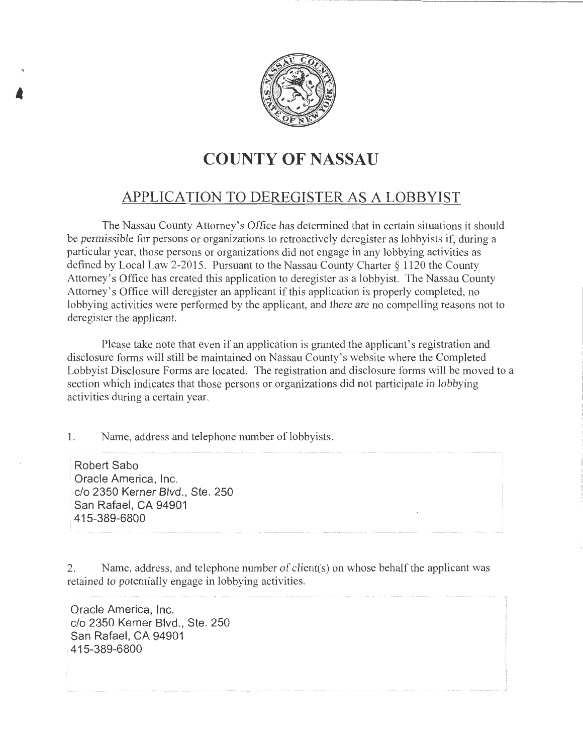# COUNTY OF NASSAU

## APPLICATION TO DEREGISTER AS A LOBBYIST

The Nassau County Attorney's Office has determined that in certain situations it should be permissible for persons or organizations to retroactively deregister as lobbyists if, during a particular year, those persons or organizations did not engage in any lobbying activities as defined by Local Law 2-2015. Pursuant to the Nassau County Charter § 1120 the County Attorney's Office has created this application to deregister as a lobbyist. The Nassau County Attorney's Office will deregister an applicant if this application is properly completed, no lobbying activities were performed by the applicant, and there are no compelling reasons not to deregister the applicant.

Please take note that even if an application is granted the applicant's registration and disclosure forms will still be maintained on Nassau County's website where the Completed Lobbyist Disclosure Forms are located. The registration and disclosure forms will be moved to a section which indicates that those persons or organizations did not participate in lobbying activities during a certain year.

1. Name, address and telephone number of lobbyists.

Robert Sabo
Oracle America, Inc.
c/o 2350 Kerner Blvd., Ste. 250
San Rafael, CA 94901
415-389-6800

2. Name, address, and telephone number of client(s) on whose behalf the applicant was retained to potentially engage in lobbying activities.

Oracle America, Inc.
c/o 2350 Kerner Blvd., Ste. 250
San Rafael, CA 94901
415-389-6800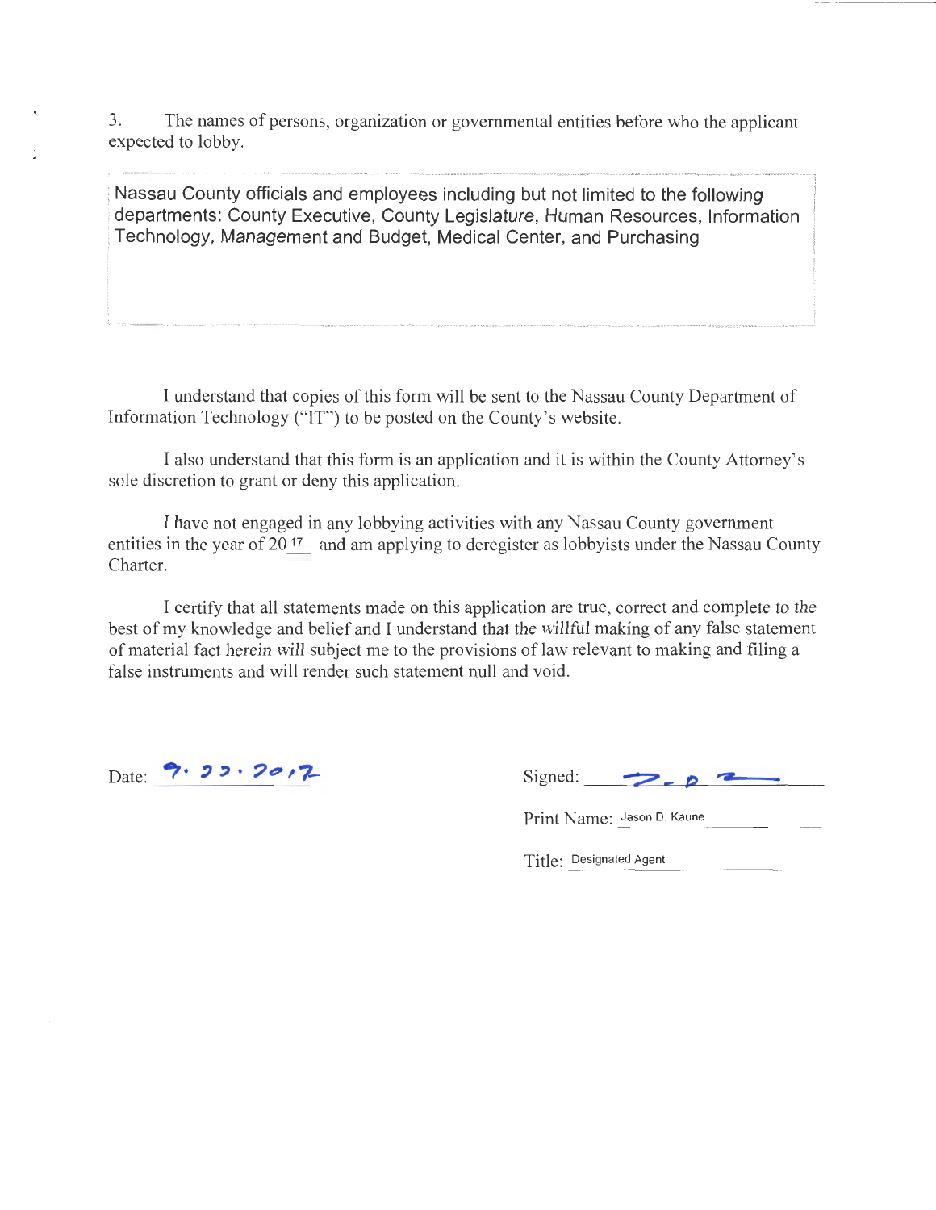3. The names of persons, organization or governmental entities before who the applicant expected to lobby.

Nassau County officials and employees including but not limited to the following departments: County Executive, County Legislature, Human Resources, Information Technology, Management and Budget, Medical Center, and Purchasing

I understand that copies of this form will be sent to the Nassau County Department of Information Technology ("IT") to be posted on the County's website.

I also understand that this form is an application and it is within the County Attorney's sole discretion to grant or deny this application.

I have not engaged in any lobbying activities with any Nassau County government entities in the year of 2017 and am applying to deregister as lobbyists under the Nassau County Charter.

I certify that all statements made on this application are true, correct and complete to the best of my knowledge and belief and I understand that the willful making of any false statement of material fact herein will subject me to the provisions of law relevant to making and filing a false instruments and will render such statement null and void.

Date: 9.22.2017

Signed: [signature]

Print Name: Jason D. Kaune

Title: Designated Agent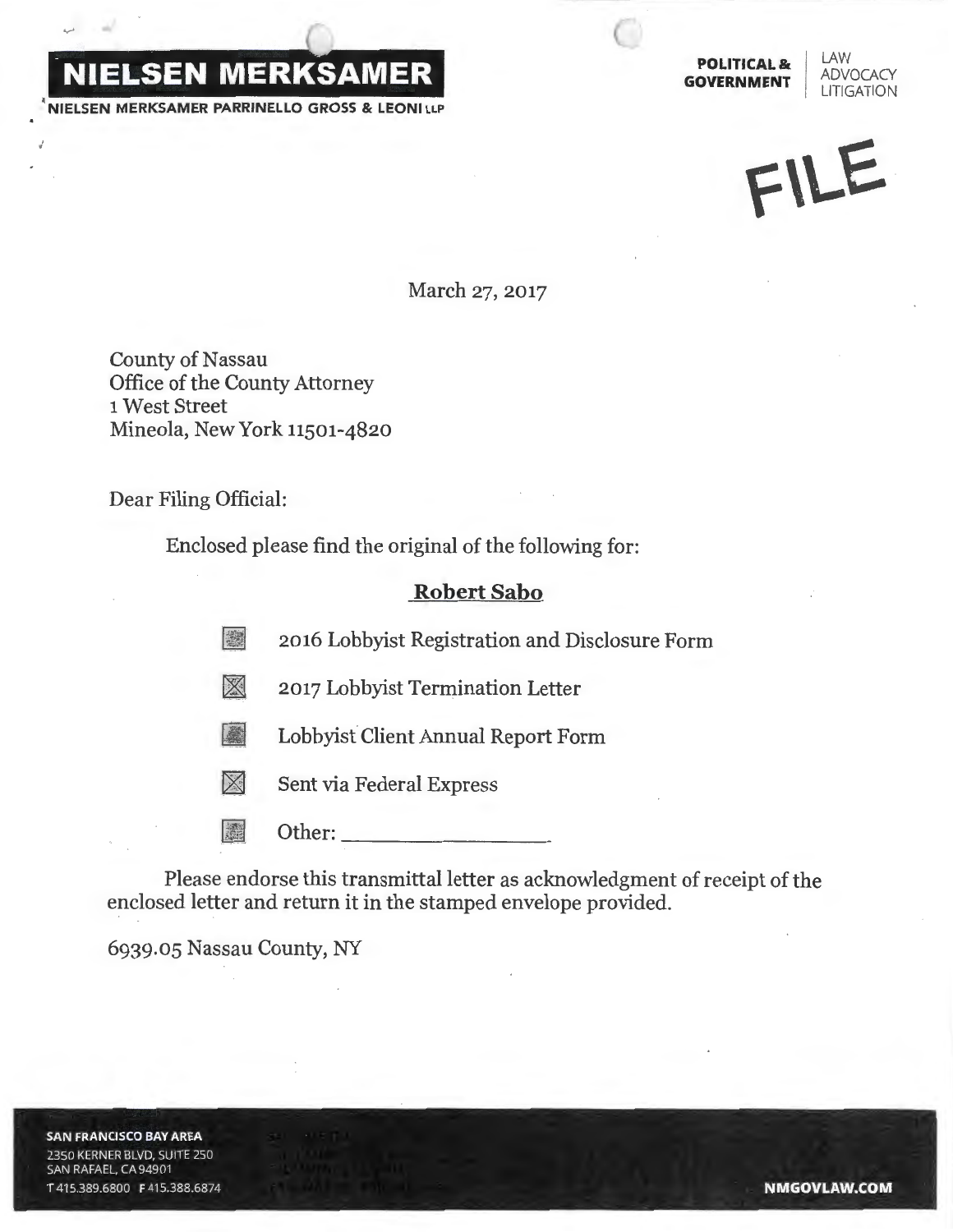**NIELSEN MERKSAMER**

NIELSEN MERKSAMER PARRINELLO GROSS & LEONI LLP

**POLITICAL & GOVERNMENT** | LAW ADVOCACY LITIGATION

FILE

March 27, 2017

County of Nassau
Office of the County Attorney
1 West Street
Mineola, New York 11501-4820

Dear Filing Official:

Enclosed please find the original of the following for:

**Robert Sabo**

- [ ] 2016 Lobbyist Registration and Disclosure Form
- [x] 2017 Lobbyist Termination Letter
- [ ] Lobbyist Client Annual Report Form
- [x] Sent via Federal Express
- [ ] Other: ___________________

Please endorse this transmittal letter as acknowledgment of receipt of the enclosed letter and return it in the stamped envelope provided.

6939.05 Nassau County, NY

**SAN FRANCISCO BAY AREA**
2350 KERNER BLVD, SUITE 250
SAN RAFAEL, CA 94901
T 415.389.6800 F 415.388.6874

**NMGOVLAW.COM**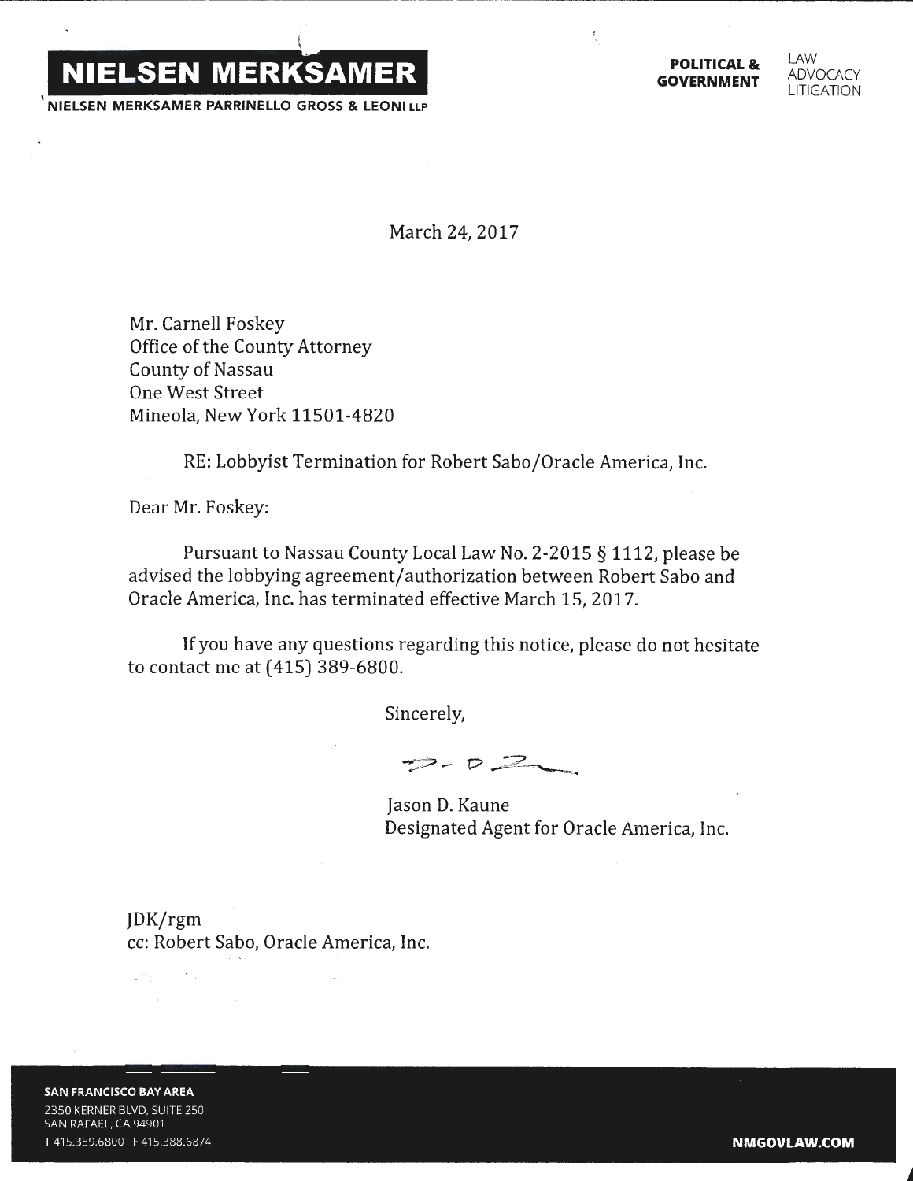**NIELSEN MERKSAMER**

**NIELSEN MERKSAMER PARRINELLO GROSS & LEONI LLP**

**POLITICAL & GOVERNMENT** LAW ADVOCACY LITIGATION

March 24, 2017

Mr. Carnell Foskey
Office of the County Attorney
County of Nassau
One West Street
Mineola, New York 11501-4820

RE: Lobbyist Termination for Robert Sabo/Oracle America, Inc.

Dear Mr. Foskey:

Pursuant to Nassau County Local Law No. 2-2015 § 1112, please be advised the lobbying agreement/authorization between Robert Sabo and Oracle America, Inc. has terminated effective March 15, 2017.

If you have any questions regarding this notice, please do not hesitate to contact me at (415) 389-6800.

Sincerely,

Jason D. Kaune
Designated Agent for Oracle America, Inc.

JDK/rgm
cc: Robert Sabo, Oracle America, Inc.

**SAN FRANCISCO BAY AREA**
2350 KERNER BLVD, SUITE 250
SAN RAFAEL, CA 94901
T 415.389.6800 F 415.388.6874

**NMGOVLAW.COM**